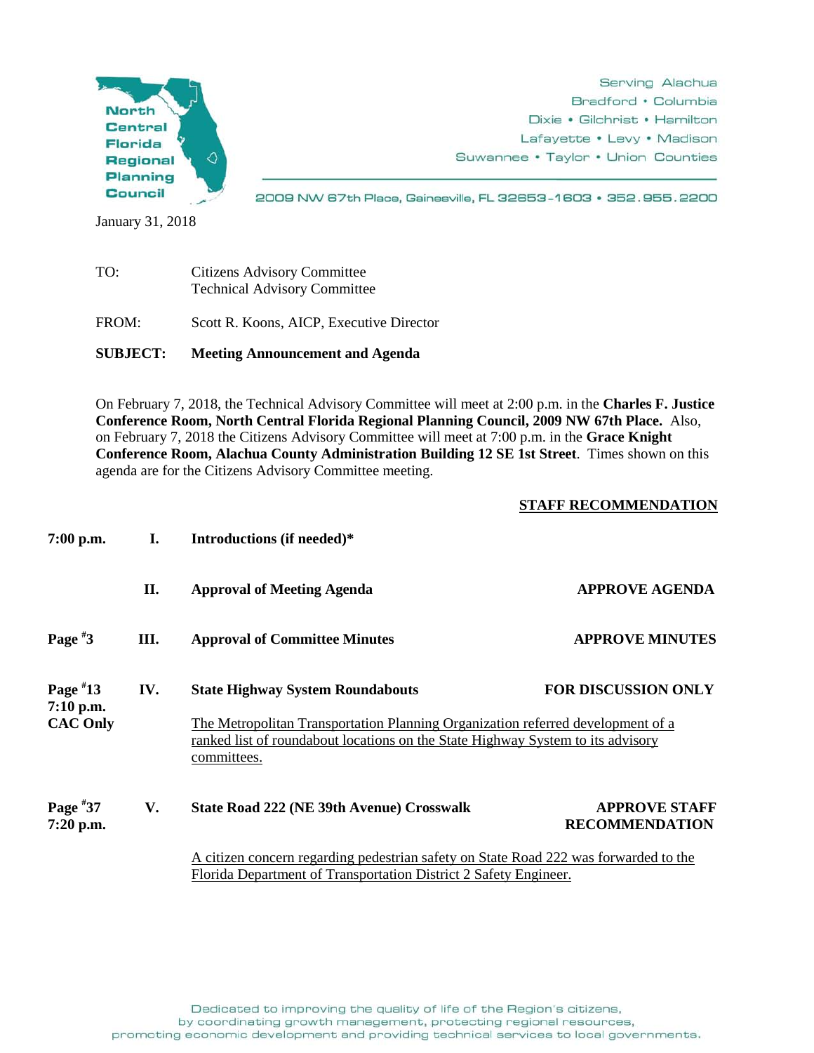North Central Florida Regional Planning Council

Serving Alachua
Bradford • Columbia
Dixie • Gilchrist • Hamilton
Lafayette • Levy • Madison
Suwannee • Taylor • Union Counties

2009 NW 67th Place, Gainesville, FL 32653-1603 • 352.955.2200

January 31, 2018

TO: Citizens Advisory Committee
Technical Advisory Committee

FROM: Scott R. Koons, AICP, Executive Director

**SUBJECT: Meeting Announcement and Agenda**

On February 7, 2018, the Technical Advisory Committee will meet at 2:00 p.m. in the **Charles F. Justice Conference Room, North Central Florida Regional Planning Council, 2009 NW 67th Place.** Also, on February 7, 2018 the Citizens Advisory Committee will meet at 7:00 p.m. in the **Grace Knight Conference Room, Alachua County Administration Building 12 SE 1st Street**. Times shown on this agenda are for the Citizens Advisory Committee meeting.

| | | | **STAFF RECOMMENDATION** |
|---|---|---|---|
| **7:00 p.m.** | **I.** | **Introductions (if needed)*** | |
| | **II.** | **Approval of Meeting Agenda** | **APPROVE AGENDA** |
| **Page #3** | **III.** | **Approval of Committee Minutes** | **APPROVE MINUTES** |
| **Page #13 7:10 p.m. CAC Only** | **IV.** | **State Highway System Roundabouts**<br>The Metropolitan Transportation Planning Organization referred development of a ranked list of roundabout locations on the State Highway System to its advisory committees. | **FOR DISCUSSION ONLY** |
| **Page #37 7:20 p.m.** | **V.** | **State Road 222 (NE 39th Avenue) Crosswalk**<br>A citizen concern regarding pedestrian safety on State Road 222 was forwarded to the Florida Department of Transportation District 2 Safety Engineer. | **APPROVE STAFF RECOMMENDATION** |

Dedicated to improving the quality of life of the Region's citizens, by coordinating growth management, protecting regional resources, promoting economic development and providing technical services to local governments.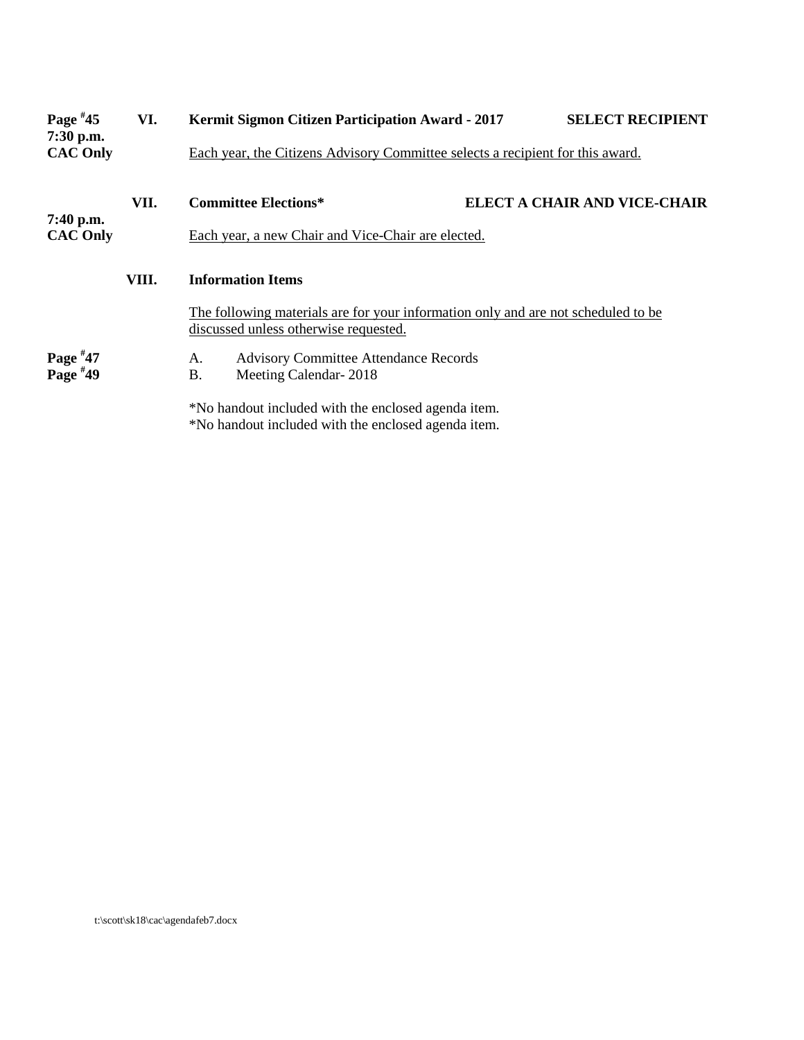**Page #45** | **7:30 p.m.** | **CAC Only**

**VI. Kermit Sigmon Citizen Participation Award - 2017** — **SELECT RECIPIENT**

Each year, the Citizens Advisory Committee selects a recipient for this award.

**7:40 p.m.** | **CAC Only**

**VII. Committee Elections*** — **ELECT A CHAIR AND VICE-CHAIR**

Each year, a new Chair and Vice-Chair are elected.

**VIII. Information Items**

The following materials are for your information only and are not scheduled to be discussed unless otherwise requested.

**Page #47** A. Advisory Committee Attendance Records

**Page #49** B. Meeting Calendar- 2018

*No handout included with the enclosed agenda item.
*No handout included with the enclosed agenda item.

t:\scott\sk18\cac\agendafeb7.docx